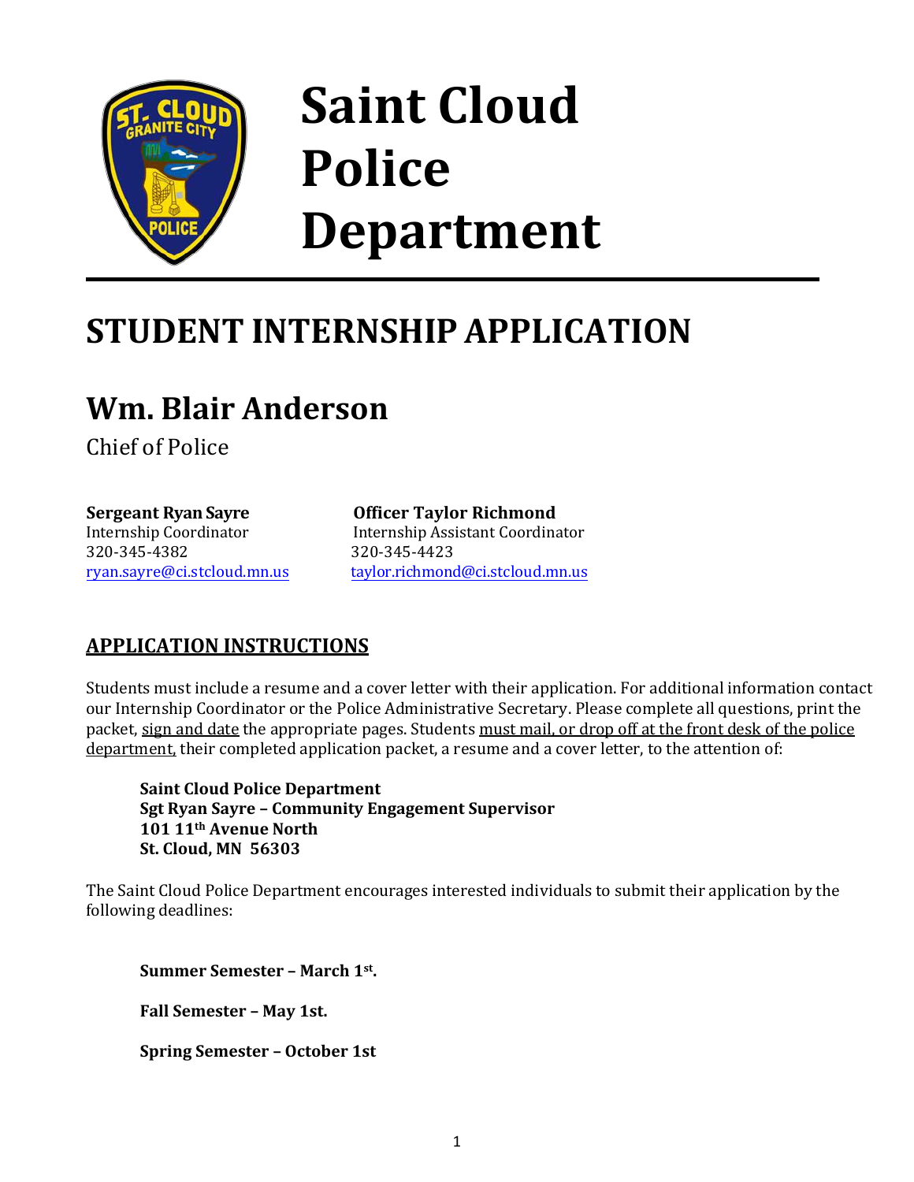# Saint Cloud Police Department

## STUDENT INTERNSHIP APPLICATION

## Wm. Blair Anderson

Chief of Police

**Sergeant Ryan Sayre**
Internship Coordinator
320-345-4382
ryan.sayre@ci.stcloud.mn.us

**Officer Taylor Richmond**
Internship Assistant Coordinator
320-345-4423
taylor.richmond@ci.stcloud.mn.us

### APPLICATION INSTRUCTIONS

Students must include a resume and a cover letter with their application. For additional information contact our Internship Coordinator or the Police Administrative Secretary. Please complete all questions, print the packet, sign and date the appropriate pages. Students must mail, or drop off at the front desk of the police department, their completed application packet, a resume and a cover letter, to the attention of:

> **Saint Cloud Police Department**
> **Sgt Ryan Sayre – Community Engagement Supervisor**
> **101 11th Avenue North**
> **St. Cloud, MN 56303**

The Saint Cloud Police Department encourages interested individuals to submit their application by the following deadlines:

**Summer Semester – March 1st.**

**Fall Semester – May 1st.**

**Spring Semester – October 1st**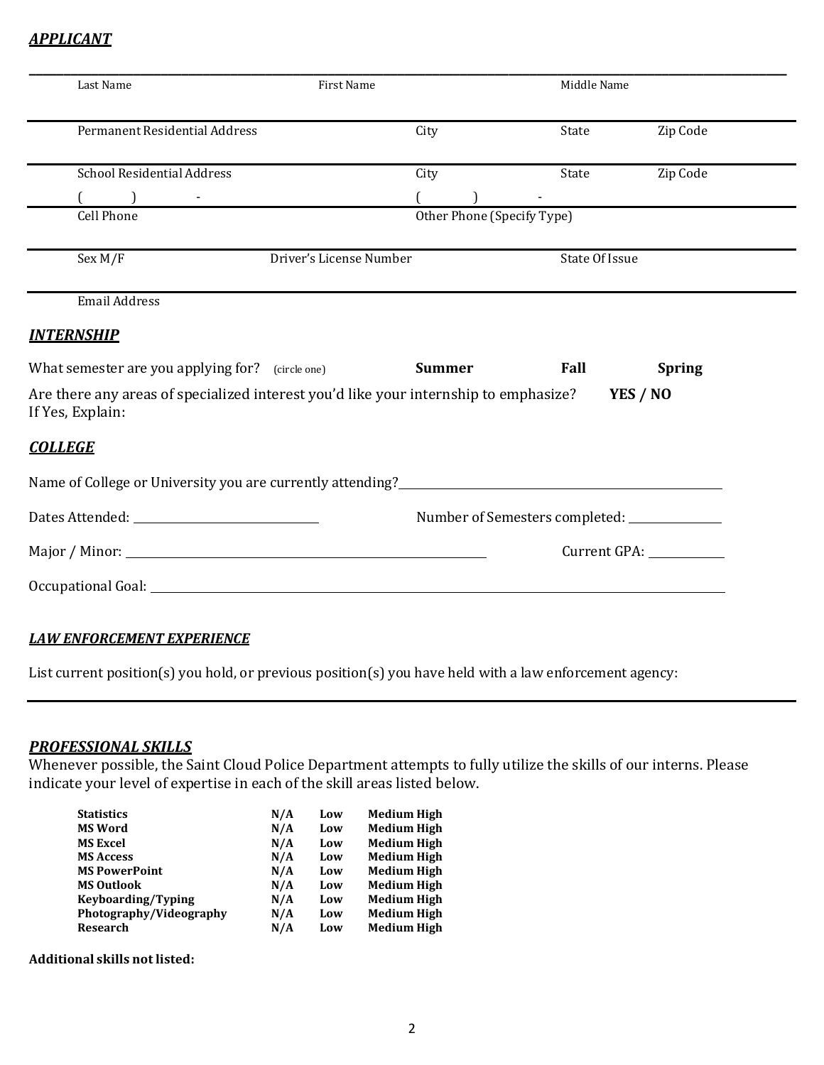## ***APPLICANT***

| Last Name | First Name | Middle Name | |
|---|---|---|---|
| Permanent Residential Address | City | State | Zip Code |
| School Residential Address | City | State | Zip Code |
| Cell Phone ( ) - | Other Phone (Specify Type) ( ) - | | |
| Sex M/F | Driver's License Number | State Of Issue | |
| Email Address | | | |

## ***INTERNSHIP***

What semester are you applying for? (circle one) **Summer** **Fall** **Spring**

Are there any areas of specialized interest you'd like your internship to emphasize? **YES / NO**
If Yes, Explain:

## ***COLLEGE***

Name of College or University you are currently attending? ______________________________

Dates Attended: ____________________ Number of Semesters completed: __________

Major / Minor: ______________________________ Current GPA: __________

Occupational Goal: ______________________________

## ***LAW ENFORCEMENT EXPERIENCE***

List current position(s) you hold, or previous position(s) you have held with a law enforcement agency:

______________________________

## ***PROFESSIONAL SKILLS***

Whenever possible, the Saint Cloud Police Department attempts to fully utilize the skills of our interns. Please indicate your level of expertise in each of the skill areas listed below.

| | | | | |
|---|---|---|---|---|
| **Statistics** | **N/A** | **Low** | **Medium** | **High** |
| **MS Word** | **N/A** | **Low** | **Medium** | **High** |
| **MS Excel** | **N/A** | **Low** | **Medium** | **High** |
| **MS Access** | **N/A** | **Low** | **Medium** | **High** |
| **MS PowerPoint** | **N/A** | **Low** | **Medium** | **High** |
| **MS Outlook** | **N/A** | **Low** | **Medium** | **High** |
| **Keyboarding/Typing** | **N/A** | **Low** | **Medium** | **High** |
| **Photography/Videography** | **N/A** | **Low** | **Medium** | **High** |
| **Research** | **N/A** | **Low** | **Medium** | **High** |

**Additional skills not listed:**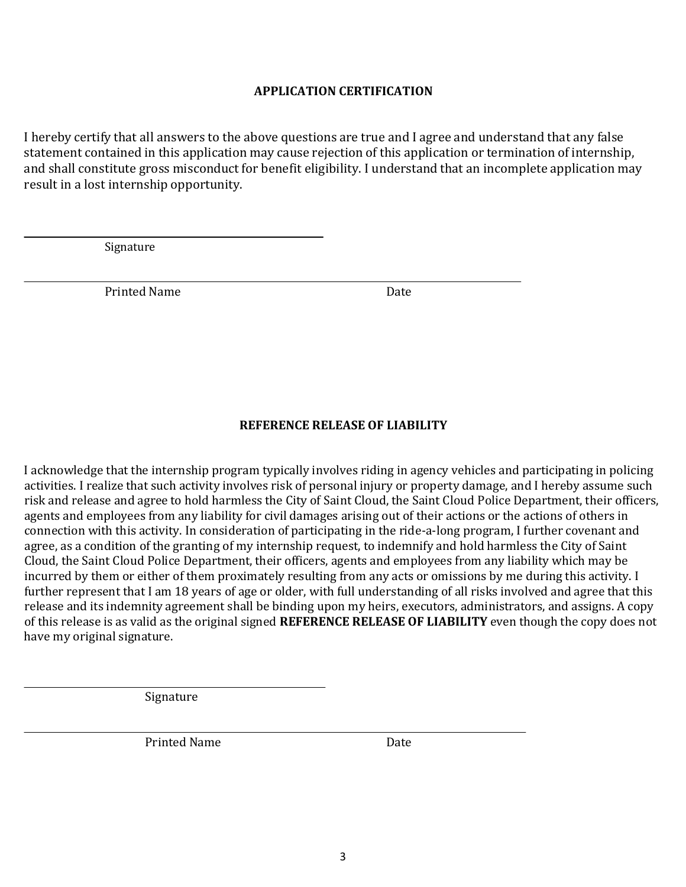## APPLICATION CERTIFICATION

I hereby certify that all answers to the above questions are true and I agree and understand that any false statement contained in this application may cause rejection of this application or termination of internship, and shall constitute gross misconduct for benefit eligibility. I understand that an incomplete application may result in a lost internship opportunity.

\_\_\_\_\_\_\_\_\_\_\_\_\_\_\_\_\_\_\_\_\_\_\_\_\_\_\_\_\_\_\_\_\_\_\_\_\_\_\_\_\_\_

Signature

\_\_\_\_\_\_\_\_\_\_\_\_\_\_\_\_\_\_\_\_\_\_\_\_\_\_\_\_\_\_\_\_\_\_\_\_\_\_\_\_\_\_\_\_\_\_\_\_\_\_\_\_\_\_\_\_\_\_\_\_\_\_\_\_\_\_\_\_\_\_

Printed Name Date

## REFERENCE RELEASE OF LIABILITY

I acknowledge that the internship program typically involves riding in agency vehicles and participating in policing activities. I realize that such activity involves risk of personal injury or property damage, and I hereby assume such risk and release and agree to hold harmless the City of Saint Cloud, the Saint Cloud Police Department, their officers, agents and employees from any liability for civil damages arising out of their actions or the actions of others in connection with this activity. In consideration of participating in the ride-a-long program, I further covenant and agree, as a condition of the granting of my internship request, to indemnify and hold harmless the City of Saint Cloud, the Saint Cloud Police Department, their officers, agents and employees from any liability which may be incurred by them or either of them proximately resulting from any acts or omissions by me during this activity. I further represent that I am 18 years of age or older, with full understanding of all risks involved and agree that this release and its indemnity agreement shall be binding upon my heirs, executors, administrators, and assigns. A copy of this release is as valid as the original signed **REFERENCE RELEASE OF LIABILITY** even though the copy does not have my original signature.

\_\_\_\_\_\_\_\_\_\_\_\_\_\_\_\_\_\_\_\_\_\_\_\_\_\_\_\_\_\_\_\_\_\_\_\_\_\_\_\_\_\_

Signature

\_\_\_\_\_\_\_\_\_\_\_\_\_\_\_\_\_\_\_\_\_\_\_\_\_\_\_\_\_\_\_\_\_\_\_\_\_\_\_\_\_\_\_\_\_\_\_\_\_\_\_\_\_\_\_\_\_\_\_\_\_\_\_\_\_\_\_\_\_\_

Printed Name Date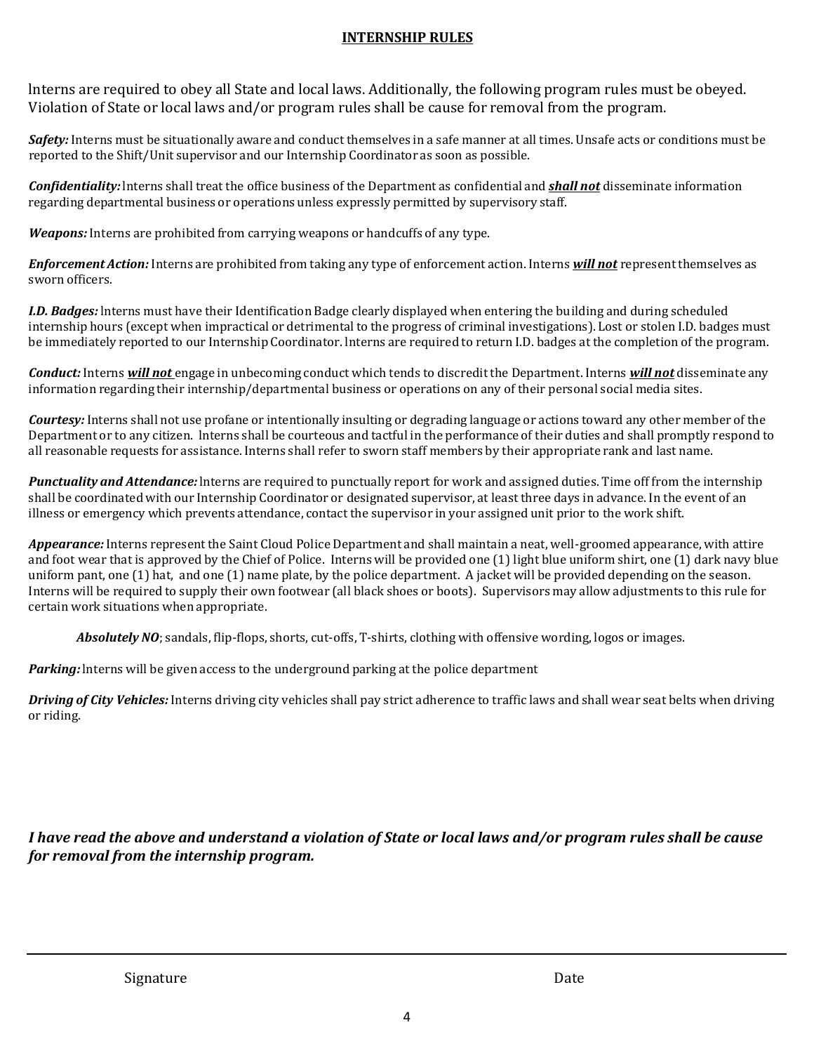## INTERNSHIP RULES

lnterns are required to obey all State and local laws. Additionally, the following program rules must be obeyed. Violation of State or local laws and/or program rules shall be cause for removal from the program.

***Safety:*** Interns must be situationally aware and conduct themselves in a safe manner at all times. Unsafe acts or conditions must be reported to the Shift/Unit supervisor and our Internship Coordinator as soon as possible.

***Confidentiality:*** lnterns shall treat the office business of the Department as confidential and ***shall not*** disseminate information regarding departmental business or operations unless expressly permitted by supervisory staff.

***Weapons:*** Interns are prohibited from carrying weapons or handcuffs of any type.

***Enforcement Action:*** Interns are prohibited from taking any type of enforcement action. Interns ***will not*** represent themselves as sworn officers.

***I.D. Badges:*** lnterns must have their Identification Badge clearly displayed when entering the building and during scheduled internship hours (except when impractical or detrimental to the progress of criminal investigations). Lost or stolen I.D. badges must be immediately reported to our Internship Coordinator. lnterns are required to return I.D. badges at the completion of the program.

***Conduct:*** Interns ***will not*** engage in unbecoming conduct which tends to discredit the Department. Interns ***will not*** disseminate any information regarding their internship/departmental business or operations on any of their personal social media sites.

***Courtesy:*** Interns shall not use profane or intentionally insulting or degrading language or actions toward any other member of the Department or to any citizen. lnterns shall be courteous and tactful in the performance of their duties and shall promptly respond to all reasonable requests for assistance. Interns shall refer to sworn staff members by their appropriate rank and last name.

***Punctuality and Attendance:*** lnterns are required to punctually report for work and assigned duties. Time off from the internship shall be coordinated with our Internship Coordinator or designated supervisor, at least three days in advance. In the event of an illness or emergency which prevents attendance, contact the supervisor in your assigned unit prior to the work shift.

***Appearance:*** Interns represent the Saint Cloud Police Department and shall maintain a neat, well-groomed appearance, with attire and foot wear that is approved by the Chief of Police. Interns will be provided one (1) light blue uniform shirt, one (1) dark navy blue uniform pant, one (1) hat, and one (1) name plate, by the police department. A jacket will be provided depending on the season. Interns will be required to supply their own footwear (all black shoes or boots). Supervisors may allow adjustments to this rule for certain work situations when appropriate.

***Absolutely NO***; sandals, flip-flops, shorts, cut-offs, T-shirts, clothing with offensive wording, logos or images.

***Parking:*** Interns will be given access to the underground parking at the police department

***Driving of City Vehicles:*** Interns driving city vehicles shall pay strict adherence to traffic laws and shall wear seat belts when driving or riding.

***I have read the above and understand a violation of State or local laws and/or program rules shall be cause for removal from the internship program.***

Signature Date